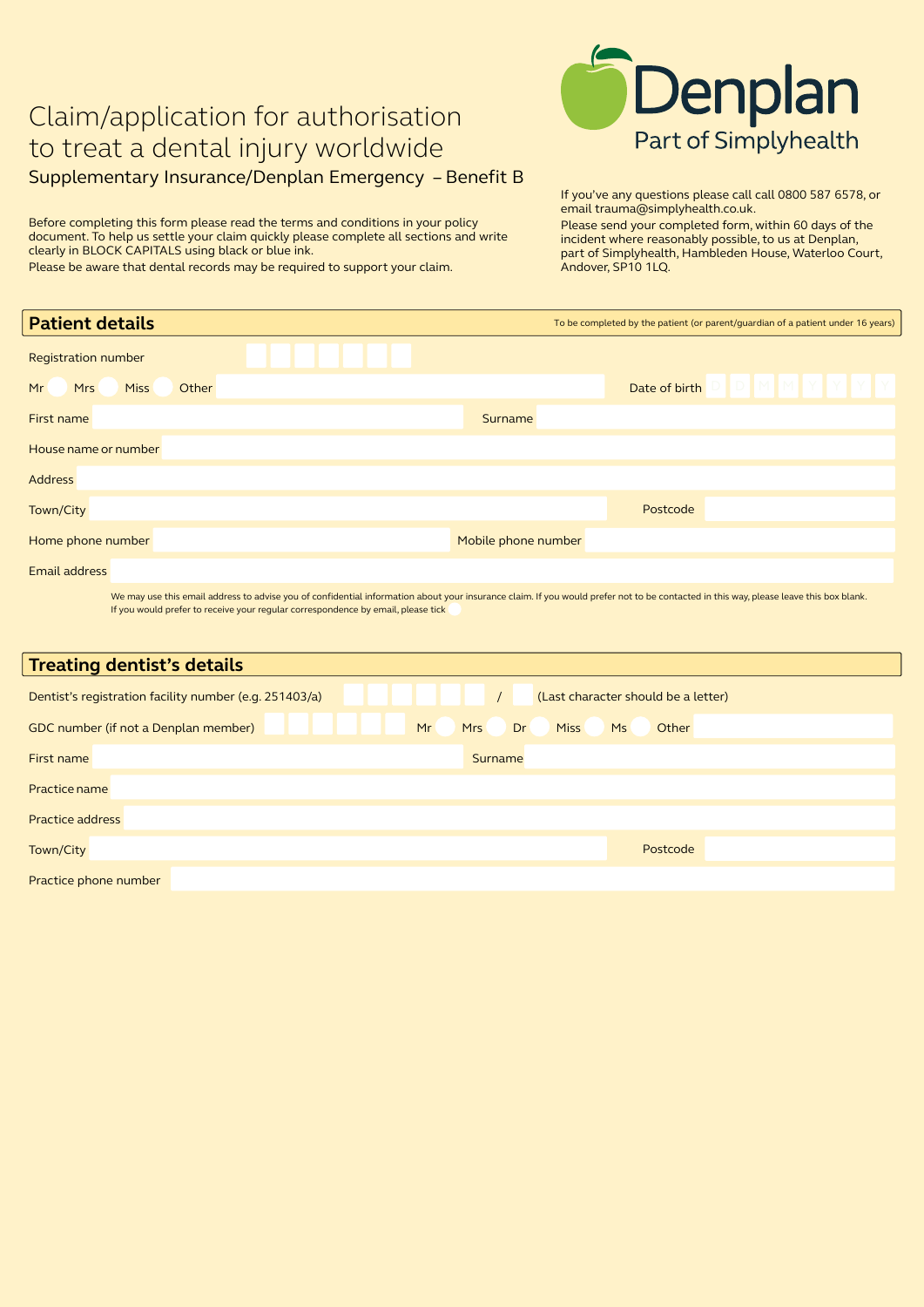# Claim/application for authorisation to treat a dental injury worldwide

### Supplementary Insurance/Denplan Emergency – Benefit B

Denplan
Part of Simplyhealth

Before completing this form please read the terms and conditions in your policy document. To help us settle your claim quickly please complete all sections and write clearly in BLOCK CAPITALS using black or blue ink.

Please be aware that dental records may be required to support your claim.

If you've any questions please call call 0800 587 6578, or email trauma@simplyhealth.co.uk.

Please send your completed form, within 60 days of the incident where reasonably possible, to us at Denplan, part of Simplyhealth, Hambleden House, Waterloo Court, Andover, SP10 1LQ.

## Patient details

To be completed by the patient (or parent/guardian of a patient under 16 years)

Registration number

Mr Mrs Miss Other

Date of birth D D M M Y Y Y Y

First name

Surname

House name or number

Address

Town/City

Postcode

Home phone number

Mobile phone number

Email address

We may use this email address to advise you of confidential information about your insurance claim. If you would prefer not to be contacted in this way, please leave this box blank.
If you would prefer to receive your regular correspondence by email, please tick

## Treating dentist's details

Dentist's registration facility number (e.g. 251403/a) / (Last character should be a letter)

GDC number (if not a Denplan member)

Mr Mrs Dr Miss Ms Other

First name

Surname

Practice name

Practice address

Town/City

Postcode

Practice phone number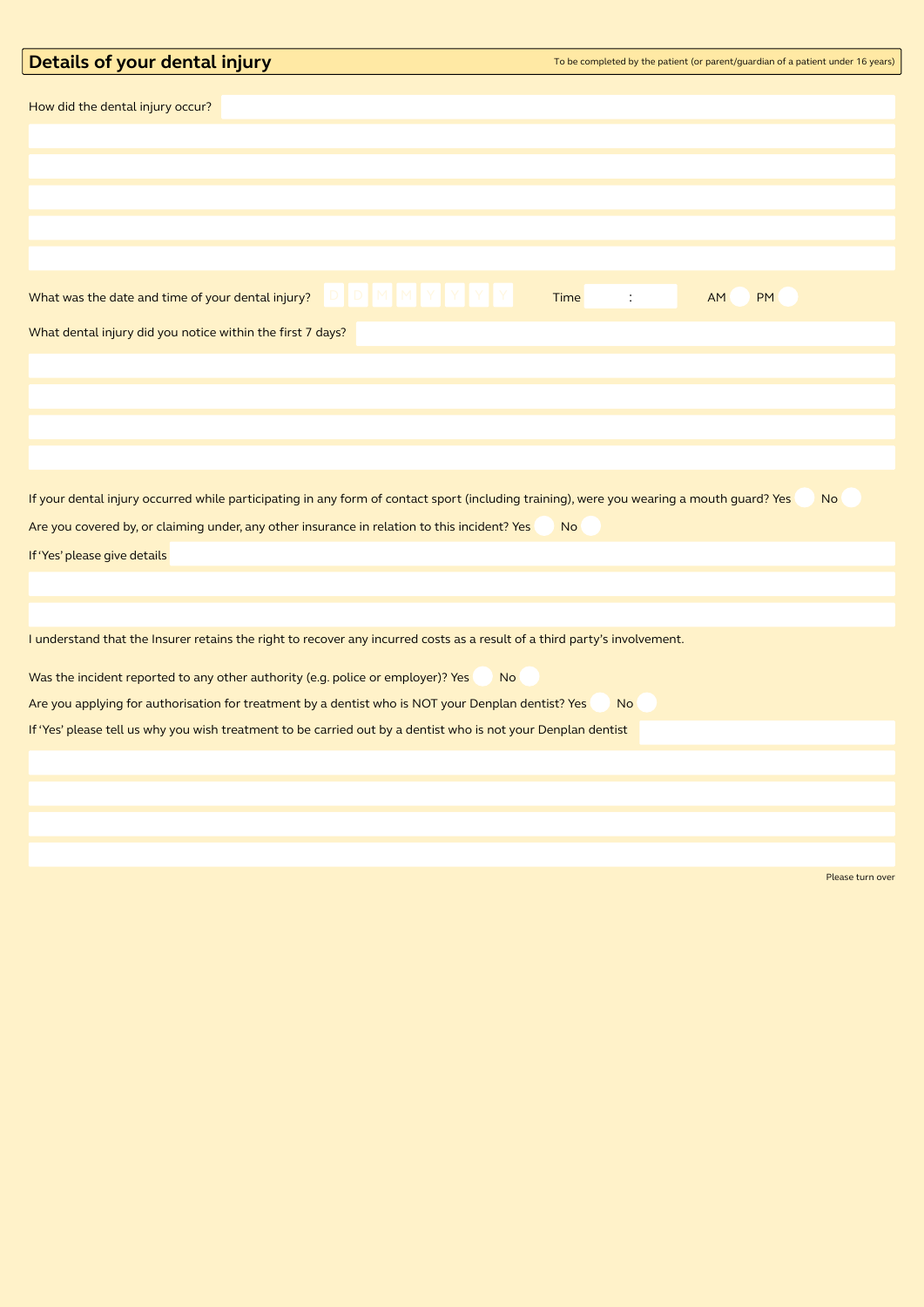## Details of your dental injury

To be completed by the patient (or parent/guardian of a patient under 16 years)

How did the dental injury occur?

What was the date and time of your dental injury? D D M M Y Y Y Y Time : AM PM

What dental injury did you notice within the first 7 days?

If your dental injury occurred while participating in any form of contact sport (including training), were you wearing a mouth guard? Yes No

Are you covered by, or claiming under, any other insurance in relation to this incident? Yes No

If 'Yes' please give details

I understand that the Insurer retains the right to recover any incurred costs as a result of a third party's involvement.

Was the incident reported to any other authority (e.g. police or employer)? Yes No

Are you applying for authorisation for treatment by a dentist who is NOT your Denplan dentist? Yes No

If 'Yes' please tell us why you wish treatment to be carried out by a dentist who is not your Denplan dentist

Please turn over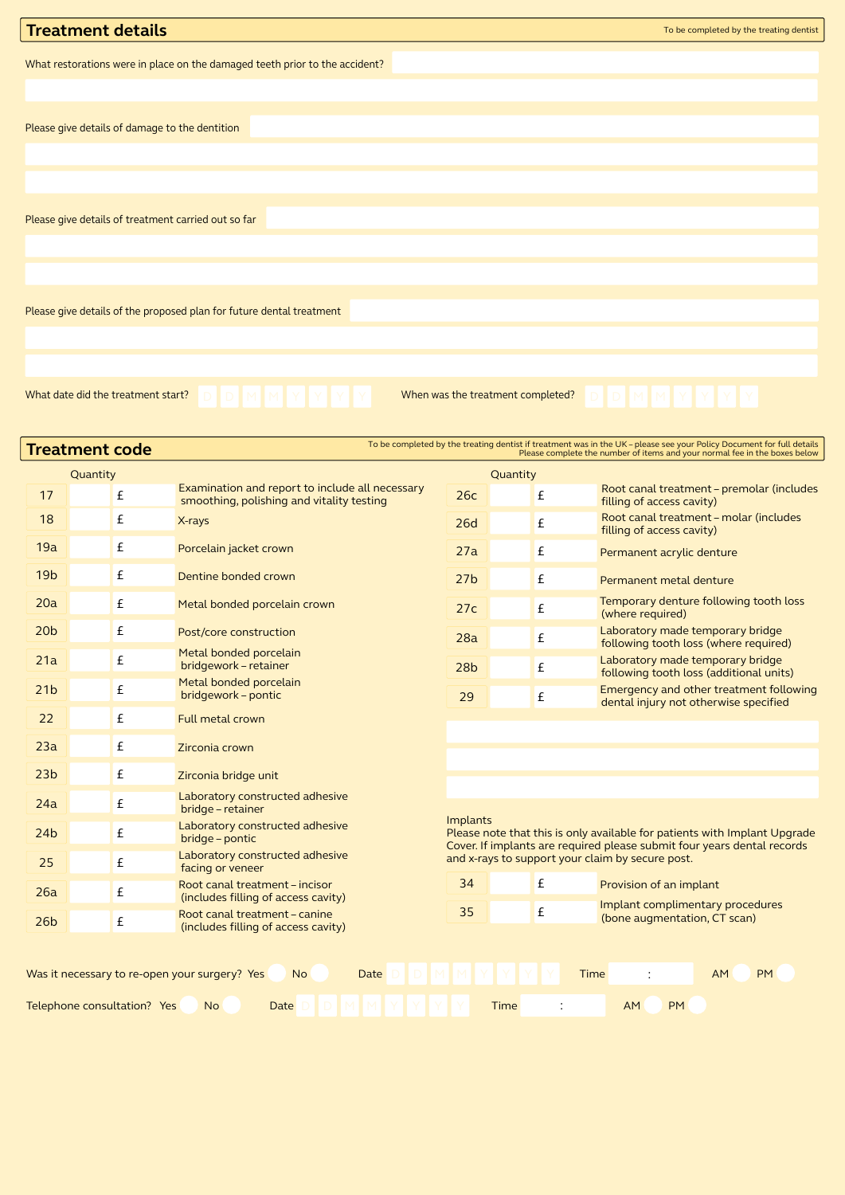## Treatment details

To be completed by the treating dentist

What restorations were in place on the damaged teeth prior to the accident?

Please give details of damage to the dentition

Please give details of treatment carried out so far

Please give details of the proposed plan for future dental treatment

What date did the treatment start? D D M M Y Y Y Y

When was the treatment completed? D D M M Y Y Y Y

## Treatment code

To be completed by the treating dentist if treatment was in the UK – please see your Policy Document for full details
Please complete the number of items and your normal fee in the boxes below

| Code | Quantity | Fee | Description |
|---|---|---|---|
| 17 | | £ | Examination and report to include all necessary smoothing, polishing and vitality testing |
| 18 | | £ | X-rays |
| 19a | | £ | Porcelain jacket crown |
| 19b | | £ | Dentine bonded crown |
| 20a | | £ | Metal bonded porcelain crown |
| 20b | | £ | Post/core construction |
| 21a | | £ | Metal bonded porcelain bridgework – retainer |
| 21b | | £ | Metal bonded porcelain bridgework – pontic |
| 22 | | £ | Full metal crown |
| 23a | | £ | Zirconia crown |
| 23b | | £ | Zirconia bridge unit |
| 24a | | £ | Laboratory constructed adhesive bridge – retainer |
| 24b | | £ | Laboratory constructed adhesive bridge – pontic |
| 25 | | £ | Laboratory constructed adhesive facing or veneer |
| 26a | | £ | Root canal treatment – incisor (includes filling of access cavity) |
| 26b | | £ | Root canal treatment – canine (includes filling of access cavity) |
| 26c | | £ | Root canal treatment – premolar (includes filling of access cavity) |
| 26d | | £ | Root canal treatment – molar (includes filling of access cavity) |
| 27a | | £ | Permanent acrylic denture |
| 27b | | £ | Permanent metal denture |
| 27c | | £ | Temporary denture following tooth loss (where required) |
| 28a | | £ | Laboratory made temporary bridge following tooth loss (where required) |
| 28b | | £ | Laboratory made temporary bridge following tooth loss (additional units) |
| 29 | | £ | Emergency and other treatment following dental injury not otherwise specified |

Implants
Please note that this is only available for patients with Implant Upgrade Cover. If implants are required please submit four years dental records and x-rays to support your claim by secure post.

| Code | Quantity | Fee | Description |
|---|---|---|---|
| 34 | | £ | Provision of an implant |
| 35 | | £ | Implant complimentary procedures (bone augmentation, CT scan) |

Was it necessary to re-open your surgery? Yes ○ No ○ Date D D M M Y Y Y Y Time : AM ○ PM ○

Telephone consultation? Yes ○ No ○ Date D D M M Y Y Y Y Time : AM ○ PM ○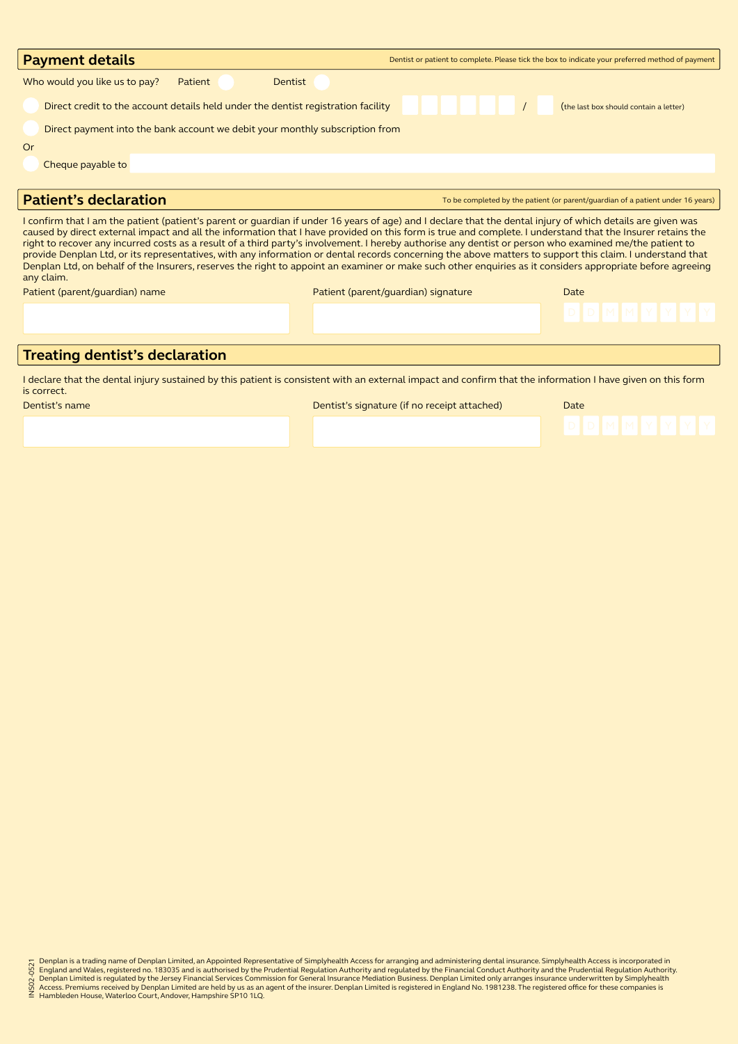## Payment details

Dentist or patient to complete. Please tick the box to indicate your preferred method of payment

Who would you like us to pay? Patient ☐ Dentist ☐

☐ Direct credit to the account details held under the dentist registration facility ☐☐☐☐☐☐ / ☐ (the last box should contain a letter)

☐ Direct payment into the bank account we debit your monthly subscription from

Or

☐ Cheque payable to

## Patient's declaration

To be completed by the patient (or parent/guardian of a patient under 16 years)

I confirm that I am the patient (patient's parent or guardian if under 16 years of age) and I declare that the dental injury of which details are given was caused by direct external impact and all the information that I have provided on this form is true and complete. I understand that the Insurer retains the right to recover any incurred costs as a result of a third party's involvement. I hereby authorise any dentist or person who examined me/the patient to provide Denplan Ltd, or its representatives, with any information or dental records concerning the above matters to support this claim. I understand that Denplan Ltd, on behalf of the Insurers, reserves the right to appoint an examiner or make such other enquiries as it considers appropriate before agreeing any claim.

Patient (parent/guardian) name

Patient (parent/guardian) signature

Date D D M M Y Y Y Y

## Treating dentist's declaration

I declare that the dental injury sustained by this patient is consistent with an external impact and confirm that the information I have given on this form is correct.

Dentist's name

Dentist's signature (if no receipt attached)

Date D D M M Y Y Y Y

INS02-0521

Denplan is a trading name of Denplan Limited, an Appointed Representative of Simplyhealth Access for arranging and administering dental insurance. Simplyhealth Access is incorporated in England and Wales, registered no. 183035 and is authorised by the Prudential Regulation Authority and regulated by the Financial Conduct Authority and the Prudential Regulation Authority. Denplan Limited is regulated by the Jersey Financial Services Commission for General Insurance Mediation Business. Denplan Limited only arranges insurance underwritten by Simplyhealth Access. Premiums received by Denplan Limited are held by us as an agent of the insurer. Denplan Limited is registered in England No. 1981238. The registered office for these companies is Hambleden House, Waterloo Court, Andover, Hampshire SP10 1LQ.